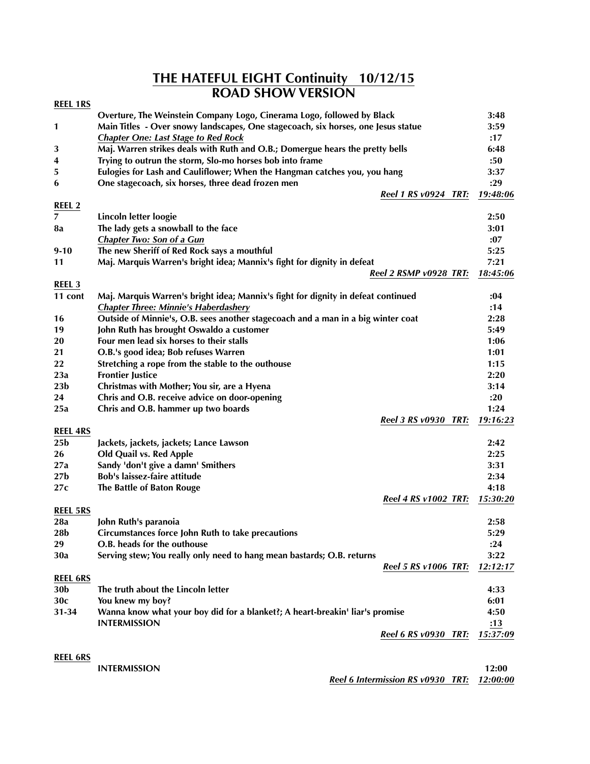# THE HATEFUL EIGHT Continuity 10/12/15
## ROAD SHOW VERSION

| | | |
|---|---|---|
| **REEL 1RS** | | |
| | Overture, The Weinstein Company Logo, Cinerama Logo, followed by Black | 3:48 |
| 1 | Main Titles - Over snowy landscapes, One stagecoach, six horses, one Jesus statue | 3:59 |
| | *Chapter One: Last Stage to Red Rock* | :17 |
| 3 | Maj. Warren strikes deals with Ruth and O.B.; Domergue hears the pretty bells | 6:48 |
| 4 | Trying to outrun the storm, Slo-mo horses bob into frame | :50 |
| 5 | Eulogies for Lash and Cauliflower; When the Hangman catches you, you hang | 3:37 |
| 6 | One stagecoach, six horses, three dead frozen men | :29 |
| | *Reel 1 RS v0924 TRT:* | *19:48:06* |
| **REEL 2** | | |
| 7 | Lincoln letter loogie | 2:50 |
| 8a | The lady gets a snowball to the face | 3:01 |
| | *Chapter Two: Son of a Gun* | :07 |
| 9-10 | The new Sheriff of Red Rock says a mouthful | 5:25 |
| 11 | Maj. Marquis Warren's bright idea; Mannix's fight for dignity in defeat | 7:21 |
| | *Reel 2 RSMP v0928 TRT:* | *18:45:06* |
| **REEL 3** | | |
| 11 cont | Maj. Marquis Warren's bright idea; Mannix's fight for dignity in defeat continued | :04 |
| | *Chapter Three: Minnie's Haberdashery* | :14 |
| 16 | Outside of Minnie's, O.B. sees another stagecoach and a man in a big winter coat | 2:28 |
| 19 | John Ruth has brought Oswaldo a customer | 5:49 |
| 20 | Four men lead six horses to their stalls | 1:06 |
| 21 | O.B.'s good idea; Bob refuses Warren | 1:01 |
| 22 | Stretching a rope from the stable to the outhouse | 1:15 |
| 23a | Frontier Justice | 2:20 |
| 23b | Christmas with Mother; You sir, are a Hyena | 3:14 |
| 24 | Chris and O.B. receive advice on door-opening | :20 |
| 25a | Chris and O.B. hammer up two boards | 1:24 |
| | *Reel 3 RS v0930 TRT:* | *19:16:23* |
| **REEL 4RS** | | |
| 25b | Jackets, jackets, jackets; Lance Lawson | 2:42 |
| 26 | Old Quail vs. Red Apple | 2:25 |
| 27a | Sandy 'don't give a damn' Smithers | 3:31 |
| 27b | Bob's laissez-faire attitude | 2:34 |
| 27c | The Battle of Baton Rouge | 4:18 |
| | *Reel 4 RS v1002 TRT:* | *15:30:20* |
| **REEL 5RS** | | |
| 28a | John Ruth's paranoia | 2:58 |
| 28b | Circumstances force John Ruth to take precautions | 5:29 |
| 29 | O.B. heads for the outhouse | :24 |
| 30a | Serving stew; You really only need to hang mean bastards; O.B. returns | 3:22 |
| | *Reel 5 RS v1006 TRT:* | *12:12:17* |
| **REEL 6RS** | | |
| 30b | The truth about the Lincoln letter | 4:33 |
| 30c | You knew my boy? | 6:01 |
| 31-34 | Wanna know what your boy did for a blanket?; A heart-breakin' liar's promise | 4:50 |
| | INTERMISSION | :13 |
| | *Reel 6 RS v0930 TRT:* | *15:37:09* |
| **REEL 6RS** | | |
| | INTERMISSION | 12:00 |
| | *Reel 6 Intermission RS v0930 TRT:* | *12:00:00* |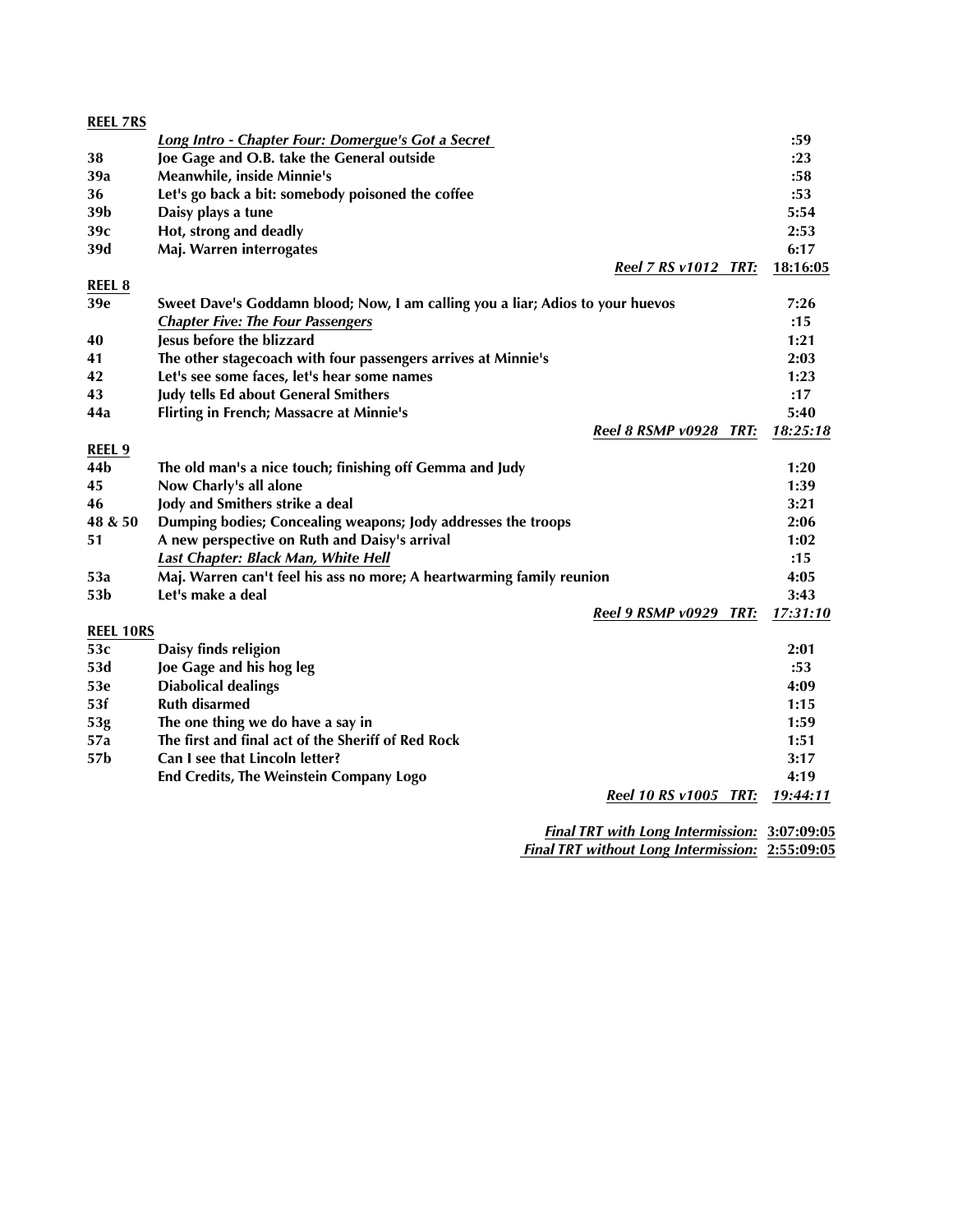**REEL 7RS**

| | | |
|---|---|---|
| | ***Long Intro - Chapter Four: Domergue's Got a Secret*** | **:59** |
| **38** | **Joe Gage and O.B. take the General outside** | **:23** |
| **39a** | **Meanwhile, inside Minnie's** | **:58** |
| **36** | **Let's go back a bit: somebody poisoned the coffee** | **:53** |
| **39b** | **Daisy plays a tune** | **5:54** |
| **39c** | **Hot, strong and deadly** | **2:53** |
| **39d** | **Maj. Warren interrogates** | **6:17** |
| | ***Reel 7 RS v1012 TRT:*** | **18:16:05** |

**REEL 8**

| | | |
|---|---|---|
| **39e** | **Sweet Dave's Goddamn blood; Now, I am calling you a liar; Adios to your huevos** | **7:26** |
| | ***Chapter Five: The Four Passengers*** | **:15** |
| **40** | **Jesus before the blizzard** | **1:21** |
| **41** | **The other stagecoach with four passengers arrives at Minnie's** | **2:03** |
| **42** | **Let's see some faces, let's hear some names** | **1:23** |
| **43** | **Judy tells Ed about General Smithers** | **:17** |
| **44a** | **Flirting in French; Massacre at Minnie's** | **5:40** |
| | ***Reel 8 RSMP v0928 TRT:*** | ***18:25:18*** |

**REEL 9**

| | | |
|---|---|---|
| **44b** | **The old man's a nice touch; finishing off Gemma and Judy** | **1:20** |
| **45** | **Now Charly's all alone** | **1:39** |
| **46** | **Jody and Smithers strike a deal** | **3:21** |
| **48 & 50** | **Dumping bodies; Concealing weapons; Jody addresses the troops** | **2:06** |
| **51** | **A new perspective on Ruth and Daisy's arrival** | **1:02** |
| | ***Last Chapter: Black Man, White Hell*** | **:15** |
| **53a** | **Maj. Warren can't feel his ass no more; A heartwarming family reunion** | **4:05** |
| **53b** | **Let's make a deal** | **3:43** |
| | ***Reel 9 RSMP v0929 TRT:*** | ***17:31:10*** |

**REEL 10RS**

| | | |
|---|---|---|
| **53c** | **Daisy finds religion** | **2:01** |
| **53d** | **Joe Gage and his hog leg** | **:53** |
| **53e** | **Diabolical dealings** | **4:09** |
| **53f** | **Ruth disarmed** | **1:15** |
| **53g** | **The one thing we do have a say in** | **1:59** |
| **57a** | **The first and final act of the Sheriff of Red Rock** | **1:51** |
| **57b** | **Can I see that Lincoln letter?** | **3:17** |
| | **End Credits, The Weinstein Company Logo** | **4:19** |
| | ***Reel 10 RS v1005 TRT:*** | ***19:44:11*** |

***Final TRT with Long Intermission:*** **3:07:09:05**

***Final TRT without Long Intermission:*** **2:55:09:05**